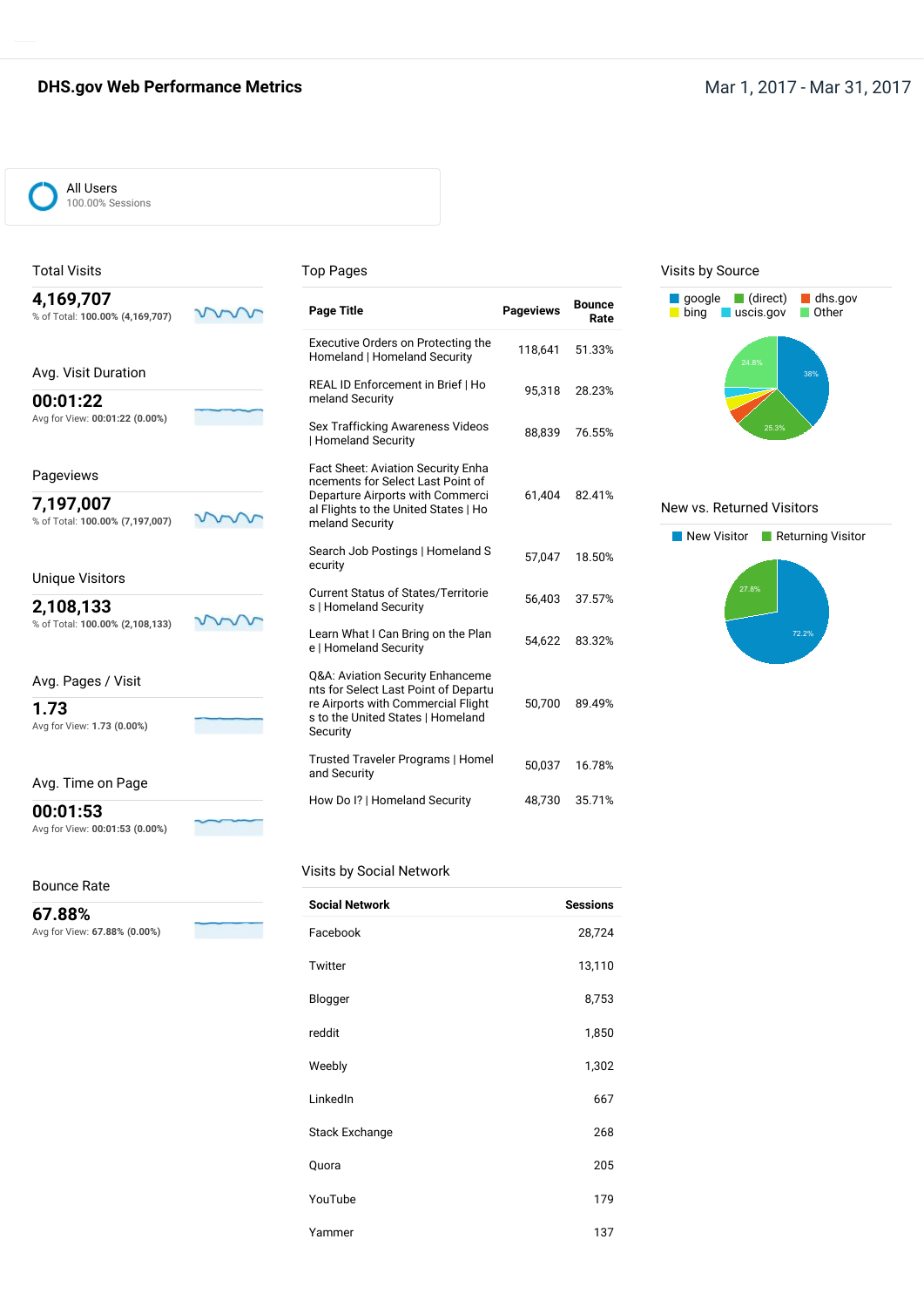# DHS.gov Web Performance Metrics

Mar 1, 2017 - Mar 31, 2017

**All Users**
100.00% Sessions

## Total Visits

**4,169,707**
% of Total: **100.00% (4,169,707)**

## Avg. Visit Duration

**00:01:22**
Avg for View: **00:01:22 (0.00%)**

## Pageviews

**7,197,007**
% of Total: **100.00% (7,197,007)**

## Unique Visitors

**2,108,133**
% of Total: **100.00% (2,108,133)**

## Avg. Pages / Visit

**1.73**
Avg for View: **1.73 (0.00%)**

## Avg. Time on Page

**00:01:53**
Avg for View: **00:01:53 (0.00%)**

## Bounce Rate

**67.88%**
Avg for View: **67.88% (0.00%)**

## Top Pages

| Page Title | Pageviews | Bounce Rate |
|---|---|---|
| Executive Orders on Protecting the Homeland \| Homeland Security | 118,641 | 51.33% |
| REAL ID Enforcement in Brief \| Homeland Security | 95,318 | 28.23% |
| Sex Trafficking Awareness Videos \| Homeland Security | 88,839 | 76.55% |
| Fact Sheet: Aviation Security Enhancements for Select Last Point of Departure Airports with Commercial Flights to the United States \| Homeland Security | 61,404 | 82.41% |
| Search Job Postings \| Homeland Security | 57,047 | 18.50% |
| Current Status of States/Territories \| Homeland Security | 56,403 | 37.57% |
| Learn What I Can Bring on the Plane \| Homeland Security | 54,622 | 83.32% |
| Q&A: Aviation Security Enhancements for Select Last Point of Departure Airports with Commercial Flights to the United States \| Homeland Security | 50,700 | 89.49% |
| Trusted Traveler Programs \| Homeland Security | 50,037 | 16.78% |
| How Do I? \| Homeland Security | 48,730 | 35.71% |

## Visits by Social Network

| Social Network | Sessions |
|---|---|
| Facebook | 28,724 |
| Twitter | 13,110 |
| Blogger | 8,753 |
| reddit | 1,850 |
| Weebly | 1,302 |
| LinkedIn | 667 |
| Stack Exchange | 268 |
| Quora | 205 |
| YouTube | 179 |
| Yammer | 137 |

## Visits by Source

google, (direct), dhs.gov, bing, uscis.gov, Other

38%, 25.3%, 24.8%

## New vs. Returned Visitors

New Visitor, Returning Visitor

72.2%, 27.8%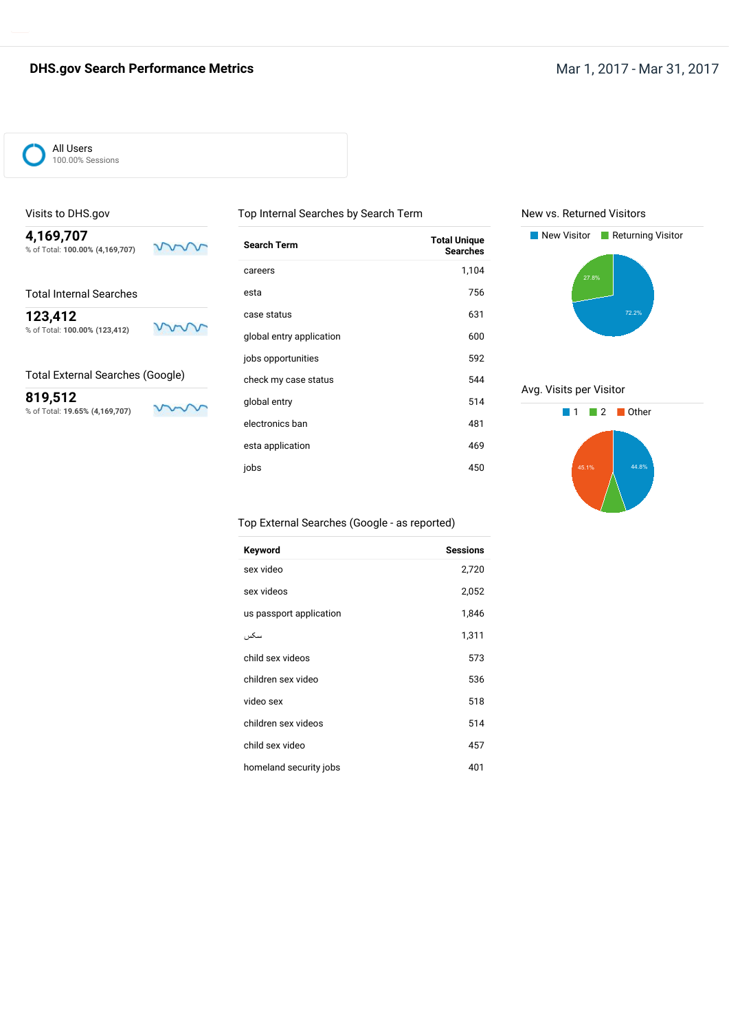# DHS.gov Search Performance Metrics

Mar 1, 2017 - Mar 31, 2017

All Users
100.00% Sessions

## Visits to DHS.gov

**4,169,707**
% of Total: **100.00% (4,169,707)**

## Total Internal Searches

**123,412**
% of Total: **100.00% (123,412)**

## Total External Searches (Google)

**819,512**
% of Total: **19.65% (4,169,707)**

## Top Internal Searches by Search Term

| Search Term | Total Unique Searches |
|---|---|
| careers | 1,104 |
| esta | 756 |
| case status | 631 |
| global entry application | 600 |
| jobs opportunities | 592 |
| check my case status | 544 |
| global entry | 514 |
| electronics ban | 481 |
| esta application | 469 |
| jobs | 450 |

## Top External Searches (Google - as reported)

| Keyword | Sessions |
|---|---|
| sex video | 2,720 |
| sex videos | 2,052 |
| us passport application | 1,846 |
| سكس | 1,311 |
| child sex videos | 573 |
| children sex video | 536 |
| video sex | 518 |
| children sex videos | 514 |
| child sex video | 457 |
| homeland security jobs | 401 |

## New vs. Returned Visitors

New Visitor: 72.2%
Returning Visitor: 27.8%

## Avg. Visits per Visitor

1: 44.8%
2
Other: 45.1%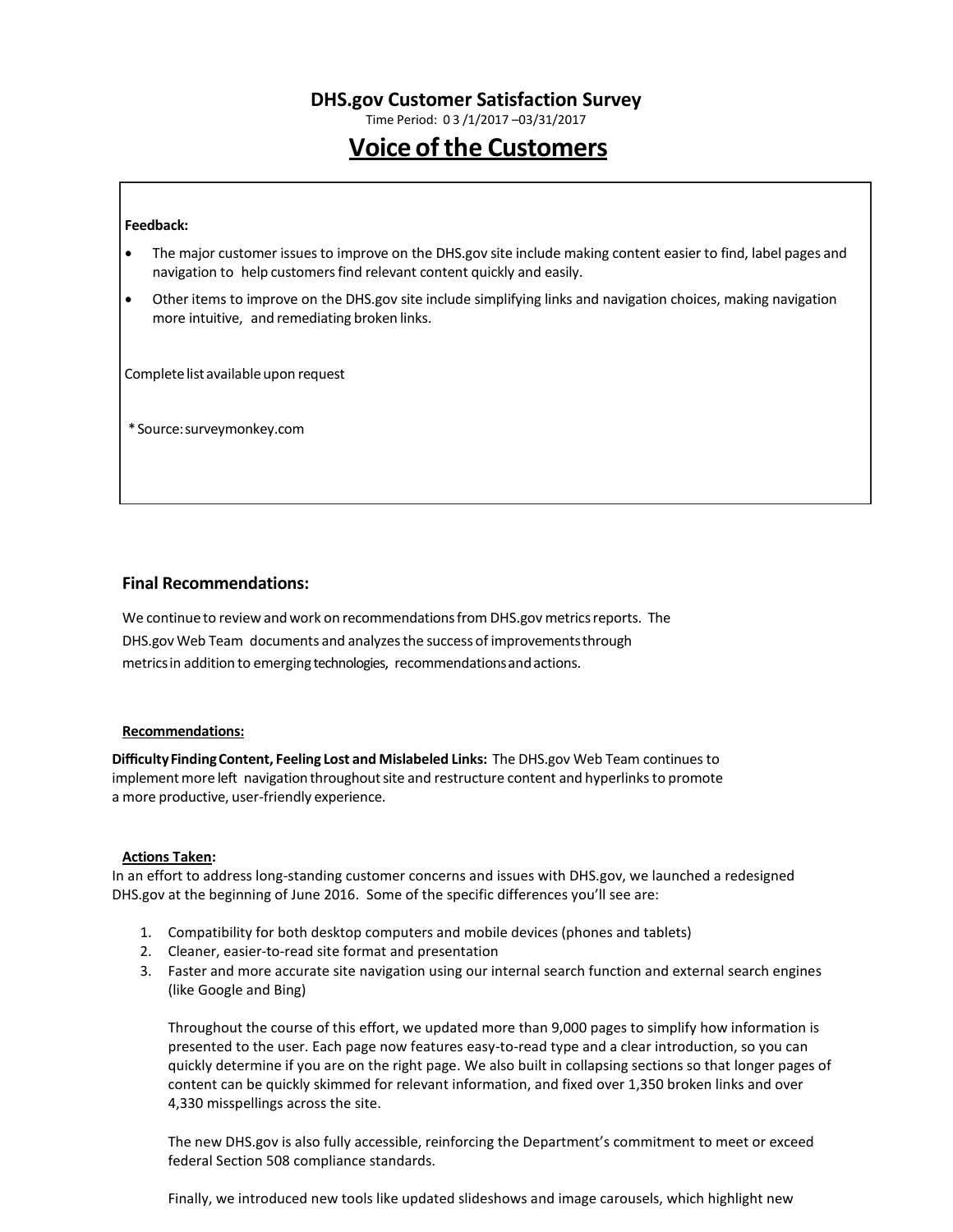## DHS.gov Customer Satisfaction Survey

Time Period: 0 3 /1/2017 –03/31/2017

# Voice of the Customers

**Feedback:**

- The major customer issues to improve on the DHS.gov site include making content easier to find, label pages and navigation to help customers find relevant content quickly and easily.
- Other items to improve on the DHS.gov site include simplifying links and navigation choices, making navigation more intuitive, and remediating broken links.

Complete list available upon request

*Source: surveymonkey.com

### Final Recommendations:

We continue to review and work on recommendations from DHS.gov metrics reports. The DHS.gov Web Team documents and analyzes the success of improvements through metrics in addition to emerging technologies, recommendations and actions.

**Recommendations:**

**Difficulty Finding Content, Feeling Lost and Mislabeled Links:** The DHS.gov Web Team continues to implement more left navigation throughout site and restructure content and hyperlinks to promote a more productive, user-friendly experience.

**Actions Taken:**

In an effort to address long-standing customer concerns and issues with DHS.gov, we launched a redesigned DHS.gov at the beginning of June 2016. Some of the specific differences you'll see are:

1. Compatibility for both desktop computers and mobile devices (phones and tablets)
2. Cleaner, easier-to-read site format and presentation
3. Faster and more accurate site navigation using our internal search function and external search engines (like Google and Bing)

   Throughout the course of this effort, we updated more than 9,000 pages to simplify how information is presented to the user. Each page now features easy-to-read type and a clear introduction, so you can quickly determine if you are on the right page. We also built in collapsing sections so that longer pages of content can be quickly skimmed for relevant information, and fixed over 1,350 broken links and over 4,330 misspellings across the site.

   The new DHS.gov is also fully accessible, reinforcing the Department's commitment to meet or exceed federal Section 508 compliance standards.

   Finally, we introduced new tools like updated slideshows and image carousels, which highlight new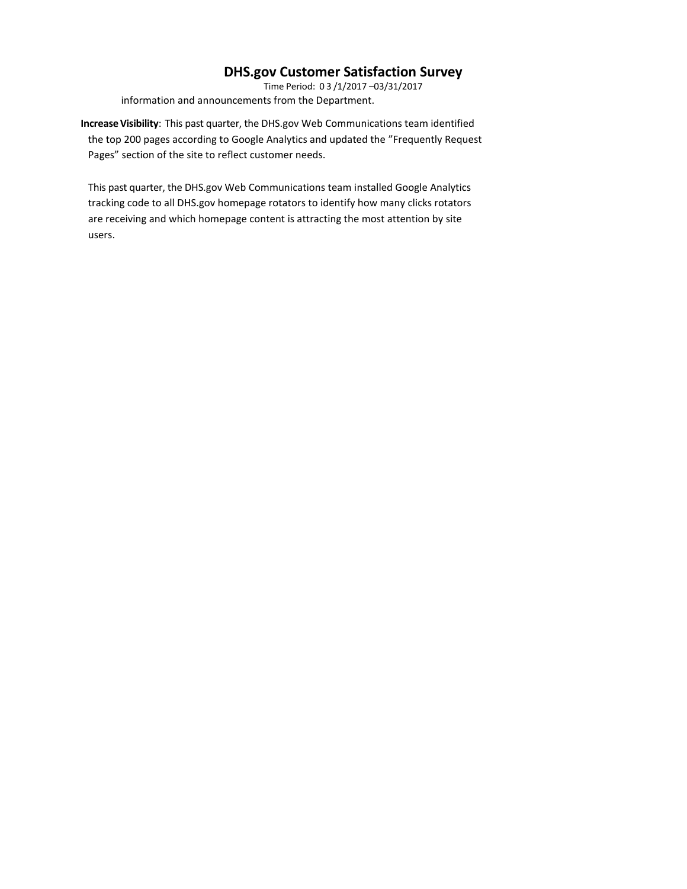information and announcements from the Department.

**Increase Visibility**: This past quarter, the DHS.gov Web Communications team identified the top 200 pages according to Google Analytics and updated the "Frequently Request Pages" section of the site to reflect customer needs.

This past quarter, the DHS.gov Web Communications team installed Google Analytics tracking code to all DHS.gov homepage rotators to identify how many clicks rotators are receiving and which homepage content is attracting the most attention by site users.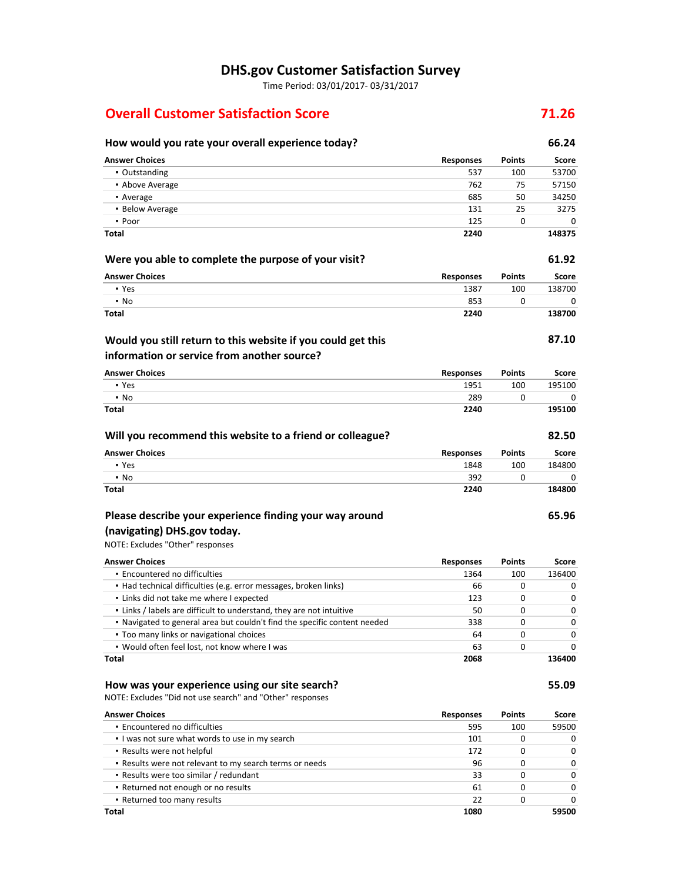# DHS.gov Customer Satisfaction Survey

Time Period: 03/01/2017- 03/31/2017

## Overall Customer Satisfaction Score — 71.26

### How would you rate your overall experience today? — 66.24

| Answer Choices | Responses | Points | Score |
|---|---|---|---|
| ▪ Outstanding | 537 | 100 | 53700 |
| ▪ Above Average | 762 | 75 | 57150 |
| ▪ Average | 685 | 50 | 34250 |
| ▪ Below Average | 131 | 25 | 3275 |
| ▪ Poor | 125 | 0 | 0 |
| **Total** | **2240** | | **148375** |

### Were you able to complete the purpose of your visit? — 61.92

| Answer Choices | Responses | Points | Score |
|---|---|---|---|
| ▪ Yes | 1387 | 100 | 138700 |
| ▪ No | 853 | 0 | 0 |
| **Total** | **2240** | | **138700** |

### Would you still return to this website if you could get this information or service from another source? — 87.10

| Answer Choices | Responses | Points | Score |
|---|---|---|---|
| ▪ Yes | 1951 | 100 | 195100 |
| ▪ No | 289 | 0 | 0 |
| **Total** | **2240** | | **195100** |

### Will you recommend this website to a friend or colleague? — 82.50

| Answer Choices | Responses | Points | Score |
|---|---|---|---|
| ▪ Yes | 1848 | 100 | 184800 |
| ▪ No | 392 | 0 | 0 |
| **Total** | **2240** | | **184800** |

### Please describe your experience finding your way around (navigating) DHS.gov today. — 65.96

NOTE: Excludes "Other" responses

| Answer Choices | Responses | Points | Score |
|---|---|---|---|
| ▪ Encountered no difficulties | 1364 | 100 | 136400 |
| ▪ Had technical difficulties (e.g. error messages, broken links) | 66 | 0 | 0 |
| ▪ Links did not take me where I expected | 123 | 0 | 0 |
| ▪ Links / labels are difficult to understand, they are not intuitive | 50 | 0 | 0 |
| ▪ Navigated to general area but couldn't find the specific content needed | 338 | 0 | 0 |
| ▪ Too many links or navigational choices | 64 | 0 | 0 |
| ▪ Would often feel lost, not know where I was | 63 | 0 | 0 |
| **Total** | **2068** | | **136400** |

### How was your experience using our site search? — 55.09

NOTE: Excludes "Did not use search" and "Other" responses

| Answer Choices | Responses | Points | Score |
|---|---|---|---|
| ▪ Encountered no difficulties | 595 | 100 | 59500 |
| ▪ I was not sure what words to use in my search | 101 | 0 | 0 |
| ▪ Results were not helpful | 172 | 0 | 0 |
| ▪ Results were not relevant to my search terms or needs | 96 | 0 | 0 |
| ▪ Results were too similar / redundant | 33 | 0 | 0 |
| ▪ Returned not enough or no results | 61 | 0 | 0 |
| ▪ Returned too many results | 22 | 0 | 0 |
| **Total** | **1080** | | **59500** |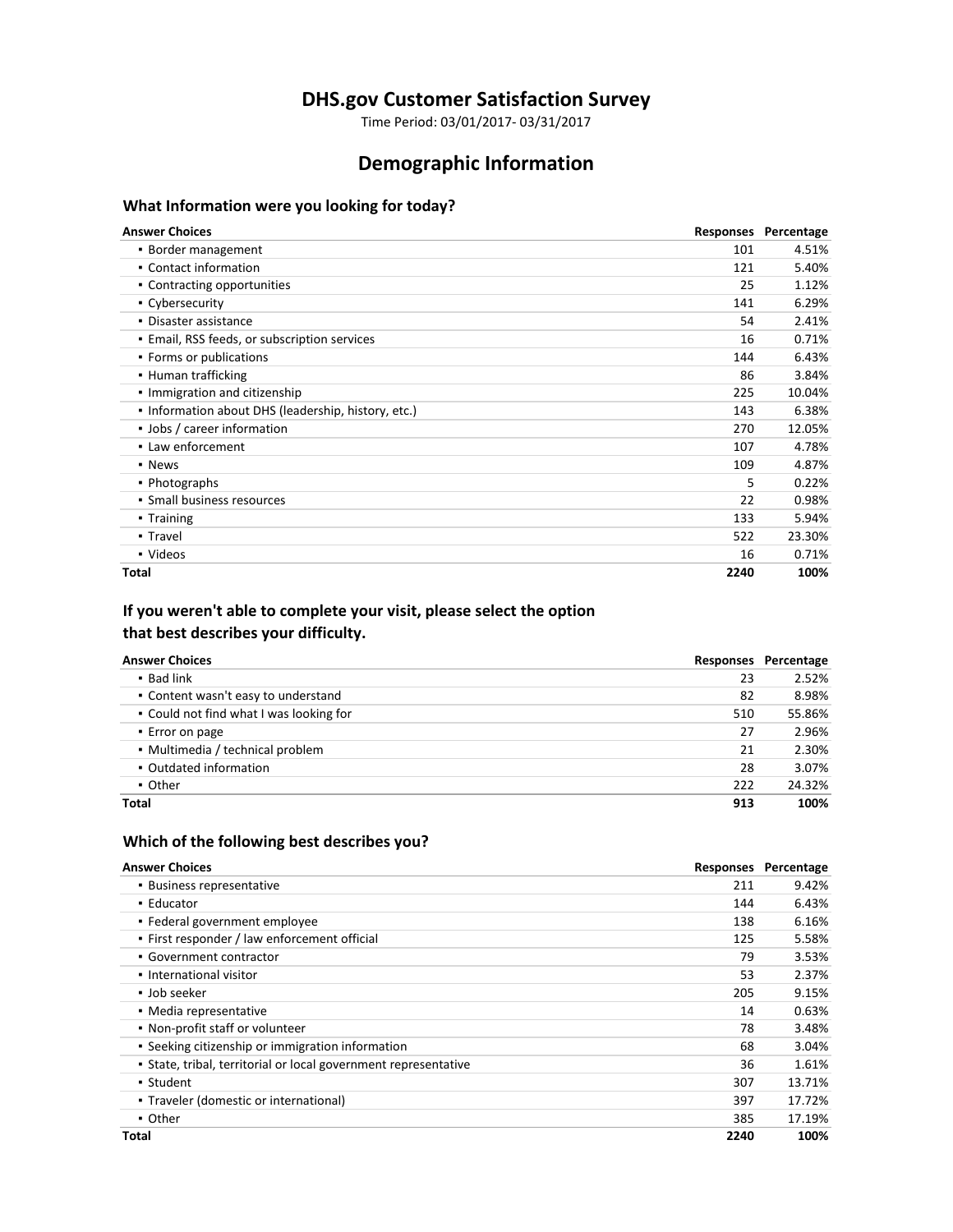# DHS.gov Customer Satisfaction Survey

Time Period: 03/01/2017- 03/31/2017

## Demographic Information

### What Information were you looking for today?

| Answer Choices | Responses | Percentage |
|---|---|---|
| ▪ Border management | 101 | 4.51% |
| ▪ Contact information | 121 | 5.40% |
| ▪ Contracting opportunities | 25 | 1.12% |
| ▪ Cybersecurity | 141 | 6.29% |
| ▪ Disaster assistance | 54 | 2.41% |
| ▪ Email, RSS feeds, or subscription services | 16 | 0.71% |
| ▪ Forms or publications | 144 | 6.43% |
| ▪ Human trafficking | 86 | 3.84% |
| ▪ Immigration and citizenship | 225 | 10.04% |
| ▪ Information about DHS (leadership, history, etc.) | 143 | 6.38% |
| ▪ Jobs / career information | 270 | 12.05% |
| ▪ Law enforcement | 107 | 4.78% |
| ▪ News | 109 | 4.87% |
| ▪ Photographs | 5 | 0.22% |
| ▪ Small business resources | 22 | 0.98% |
| ▪ Training | 133 | 5.94% |
| ▪ Travel | 522 | 23.30% |
| ▪ Videos | 16 | 0.71% |
| **Total** | **2240** | **100%** |

### If you weren't able to complete your visit, please select the option that best describes your difficulty.

| Answer Choices | Responses | Percentage |
|---|---|---|
| ▪ Bad link | 23 | 2.52% |
| ▪ Content wasn't easy to understand | 82 | 8.98% |
| ▪ Could not find what I was looking for | 510 | 55.86% |
| ▪ Error on page | 27 | 2.96% |
| ▪ Multimedia / technical problem | 21 | 2.30% |
| ▪ Outdated information | 28 | 3.07% |
| ▪ Other | 222 | 24.32% |
| **Total** | **913** | **100%** |

### Which of the following best describes you?

| Answer Choices | Responses | Percentage |
|---|---|---|
| ▪ Business representative | 211 | 9.42% |
| ▪ Educator | 144 | 6.43% |
| ▪ Federal government employee | 138 | 6.16% |
| ▪ First responder / law enforcement official | 125 | 5.58% |
| ▪ Government contractor | 79 | 3.53% |
| ▪ International visitor | 53 | 2.37% |
| ▪ Job seeker | 205 | 9.15% |
| ▪ Media representative | 14 | 0.63% |
| ▪ Non-profit staff or volunteer | 78 | 3.48% |
| ▪ Seeking citizenship or immigration information | 68 | 3.04% |
| ▪ State, tribal, territorial or local government representative | 36 | 1.61% |
| ▪ Student | 307 | 13.71% |
| ▪ Traveler (domestic or international) | 397 | 17.72% |
| ▪ Other | 385 | 17.19% |
| **Total** | **2240** | **100%** |